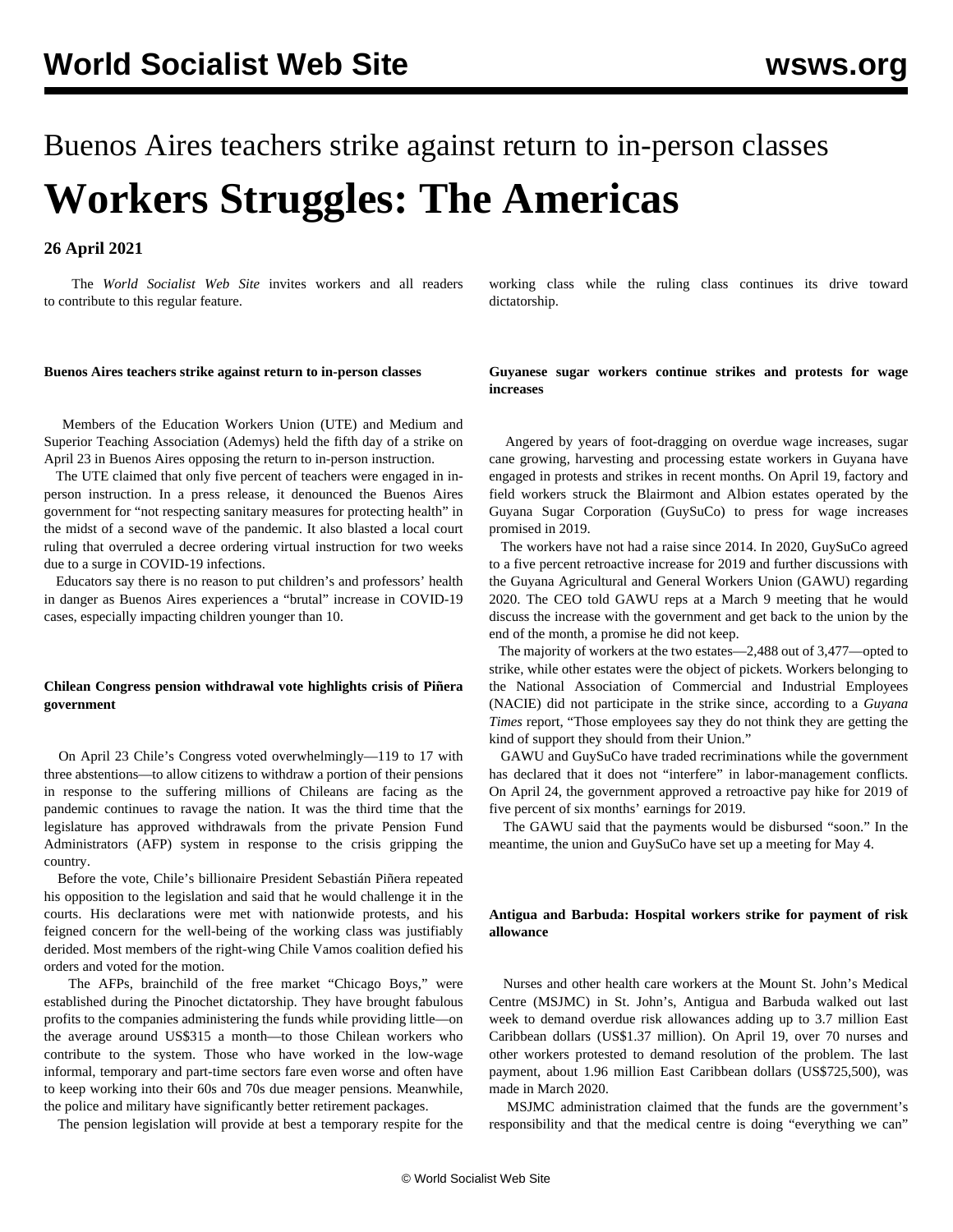# Buenos Aires teachers strike against return to in-person classes

# Workers Struggles: The Americas

**26 April 2021**

The *World Socialist Web Site* invites workers and all readers to contribute to this regular feature.

**Buenos Aires teachers strike against return to in-person classes**

Members of the Education Workers Union (UTE) and Medium and Superior Teaching Association (Ademys) held the fifth day of a strike on April 23 in Buenos Aires opposing the return to in-person instruction.

The UTE claimed that only five percent of teachers were engaged in in-person instruction. In a press release, it denounced the Buenos Aires government for "not respecting sanitary measures for protecting health" in the midst of a second wave of the pandemic. It also blasted a local court ruling that overruled a decree ordering virtual instruction for two weeks due to a surge in COVID-19 infections.

Educators say there is no reason to put children's and professors' health in danger as Buenos Aires experiences a "brutal" increase in COVID-19 cases, especially impacting children younger than 10.

**Chilean Congress pension withdrawal vote highlights crisis of Piñera government**

On April 23 Chile's Congress voted overwhelmingly—119 to 17 with three abstentions—to allow citizens to withdraw a portion of their pensions in response to the suffering millions of Chileans are facing as the pandemic continues to ravage the nation. It was the third time that the legislature has approved withdrawals from the private Pension Fund Administrators (AFP) system in response to the crisis gripping the country.

Before the vote, Chile's billionaire President Sebastián Piñera repeated his opposition to the legislation and said that he would challenge it in the courts. His declarations were met with nationwide protests, and his feigned concern for the well-being of the working class was justifiably derided. Most members of the right-wing Chile Vamos coalition defied his orders and voted for the motion.

The AFPs, brainchild of the free market "Chicago Boys," were established during the Pinochet dictatorship. They have brought fabulous profits to the companies administering the funds while providing little—on the average around US$315 a month—to those Chilean workers who contribute to the system. Those who have worked in the low-wage informal, temporary and part-time sectors fare even worse and often have to keep working into their 60s and 70s due meager pensions. Meanwhile, the police and military have significantly better retirement packages.

The pension legislation will provide at best a temporary respite for the working class while the ruling class continues its drive toward dictatorship.

**Guyanese sugar workers continue strikes and protests for wage increases**

Angered by years of foot-dragging on overdue wage increases, sugar cane growing, harvesting and processing estate workers in Guyana have engaged in protests and strikes in recent months. On April 19, factory and field workers struck the Blairmont and Albion estates operated by the Guyana Sugar Corporation (GuySuCo) to press for wage increases promised in 2019.

The workers have not had a raise since 2014. In 2020, GuySuCo agreed to a five percent retroactive increase for 2019 and further discussions with the Guyana Agricultural and General Workers Union (GAWU) regarding 2020. The CEO told GAWU reps at a March 9 meeting that he would discuss the increase with the government and get back to the union by the end of the month, a promise he did not keep.

The majority of workers at the two estates—2,488 out of 3,477—opted to strike, while other estates were the object of pickets. Workers belonging to the National Association of Commercial and Industrial Employees (NACIE) did not participate in the strike since, according to a *Guyana Times* report, "Those employees say they do not think they are getting the kind of support they should from their Union."

GAWU and GuySuCo have traded recriminations while the government has declared that it does not "interfere" in labor-management conflicts. On April 24, the government approved a retroactive pay hike for 2019 of five percent of six months' earnings for 2019.

The GAWU said that the payments would be disbursed "soon." In the meantime, the union and GuySuCo have set up a meeting for May 4.

**Antigua and Barbuda: Hospital workers strike for payment of risk allowance**

Nurses and other health care workers at the Mount St. John's Medical Centre (MSJMC) in St. John's, Antigua and Barbuda walked out last week to demand overdue risk allowances adding up to 3.7 million East Caribbean dollars (US$1.37 million). On April 19, over 70 nurses and other workers protested to demand resolution of the problem. The last payment, about 1.96 million East Caribbean dollars (US$725,500), was made in March 2020.

MSJMC administration claimed that the funds are the government's responsibility and that the medical centre is doing "everything we can"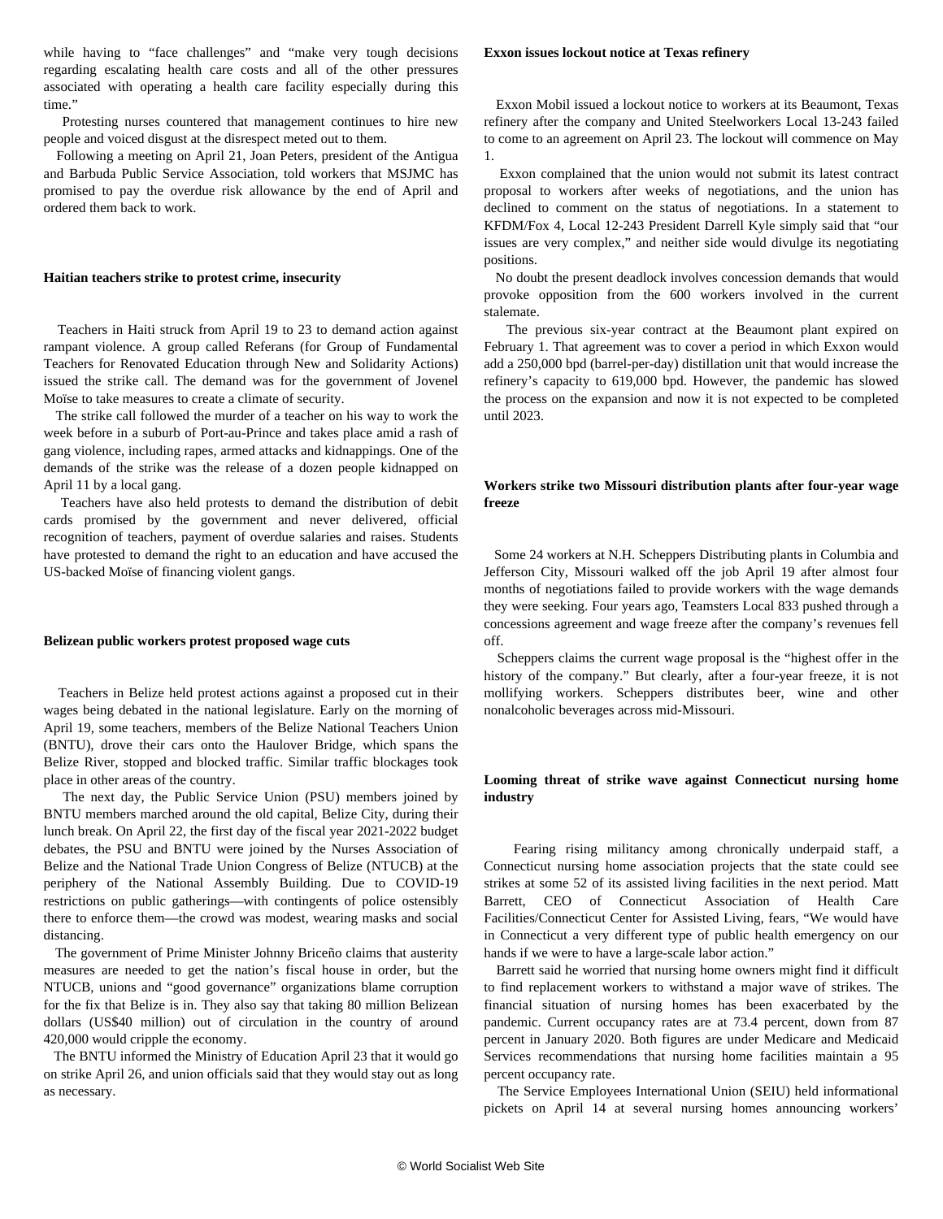while having to "face challenges" and "make very tough decisions regarding escalating health care costs and all of the other pressures associated with operating a health care facility especially during this time."

Protesting nurses countered that management continues to hire new people and voiced disgust at the disrespect meted out to them.

Following a meeting on April 21, Joan Peters, president of the Antigua and Barbuda Public Service Association, told workers that MSJMC has promised to pay the overdue risk allowance by the end of April and ordered them back to work.

**Haitian teachers strike to protest crime, insecurity**

Teachers in Haiti struck from April 19 to 23 to demand action against rampant violence. A group called Referans (for Group of Fundamental Teachers for Renovated Education through New and Solidarity Actions) issued the strike call. The demand was for the government of Jovenel Moïse to take measures to create a climate of security.

The strike call followed the murder of a teacher on his way to work the week before in a suburb of Port-au-Prince and takes place amid a rash of gang violence, including rapes, armed attacks and kidnappings. One of the demands of the strike was the release of a dozen people kidnapped on April 11 by a local gang.

Teachers have also held protests to demand the distribution of debit cards promised by the government and never delivered, official recognition of teachers, payment of overdue salaries and raises. Students have protested to demand the right to an education and have accused the US-backed Moïse of financing violent gangs.

**Belizean public workers protest proposed wage cuts**

Teachers in Belize held protest actions against a proposed cut in their wages being debated in the national legislature. Early on the morning of April 19, some teachers, members of the Belize National Teachers Union (BNTU), drove their cars onto the Haulover Bridge, which spans the Belize River, stopped and blocked traffic. Similar traffic blockages took place in other areas of the country.

The next day, the Public Service Union (PSU) members joined by BNTU members marched around the old capital, Belize City, during their lunch break. On April 22, the first day of the fiscal year 2021-2022 budget debates, the PSU and BNTU were joined by the Nurses Association of Belize and the National Trade Union Congress of Belize (NTUCB) at the periphery of the National Assembly Building. Due to COVID-19 restrictions on public gatherings—with contingents of police ostensibly there to enforce them—the crowd was modest, wearing masks and social distancing.

The government of Prime Minister Johnny Briceño claims that austerity measures are needed to get the nation's fiscal house in order, but the NTUCB, unions and "good governance" organizations blame corruption for the fix that Belize is in. They also say that taking 80 million Belizean dollars (US$40 million) out of circulation in the country of around 420,000 would cripple the economy.

The BNTU informed the Ministry of Education April 23 that it would go on strike April 26, and union officials said that they would stay out as long as necessary.

**Exxon issues lockout notice at Texas refinery**

Exxon Mobil issued a lockout notice to workers at its Beaumont, Texas refinery after the company and United Steelworkers Local 13-243 failed to come to an agreement on April 23. The lockout will commence on May 1.

Exxon complained that the union would not submit its latest contract proposal to workers after weeks of negotiations, and the union has declined to comment on the status of negotiations. In a statement to KFDM/Fox 4, Local 12-243 President Darrell Kyle simply said that "our issues are very complex," and neither side would divulge its negotiating positions.

No doubt the present deadlock involves concession demands that would provoke opposition from the 600 workers involved in the current stalemate.

The previous six-year contract at the Beaumont plant expired on February 1. That agreement was to cover a period in which Exxon would add a 250,000 bpd (barrel-per-day) distillation unit that would increase the refinery's capacity to 619,000 bpd. However, the pandemic has slowed the process on the expansion and now it is not expected to be completed until 2023.

**Workers strike two Missouri distribution plants after four-year wage freeze**

Some 24 workers at N.H. Scheppers Distributing plants in Columbia and Jefferson City, Missouri walked off the job April 19 after almost four months of negotiations failed to provide workers with the wage demands they were seeking. Four years ago, Teamsters Local 833 pushed through a concessions agreement and wage freeze after the company's revenues fell off.

Scheppers claims the current wage proposal is the "highest offer in the history of the company." But clearly, after a four-year freeze, it is not mollifying workers. Scheppers distributes beer, wine and other nonalcoholic beverages across mid-Missouri.

**Looming threat of strike wave against Connecticut nursing home industry**

Fearing rising militancy among chronically underpaid staff, a Connecticut nursing home association projects that the state could see strikes at some 52 of its assisted living facilities in the next period. Matt Barrett, CEO of Connecticut Association of Health Care Facilities/Connecticut Center for Assisted Living, fears, "We would have in Connecticut a very different type of public health emergency on our hands if we were to have a large-scale labor action."

Barrett said he worried that nursing home owners might find it difficult to find replacement workers to withstand a major wave of strikes. The financial situation of nursing homes has been exacerbated by the pandemic. Current occupancy rates are at 73.4 percent, down from 87 percent in January 2020. Both figures are under Medicare and Medicaid Services recommendations that nursing home facilities maintain a 95 percent occupancy rate.

The Service Employees International Union (SEIU) held informational pickets on April 14 at several nursing homes announcing workers'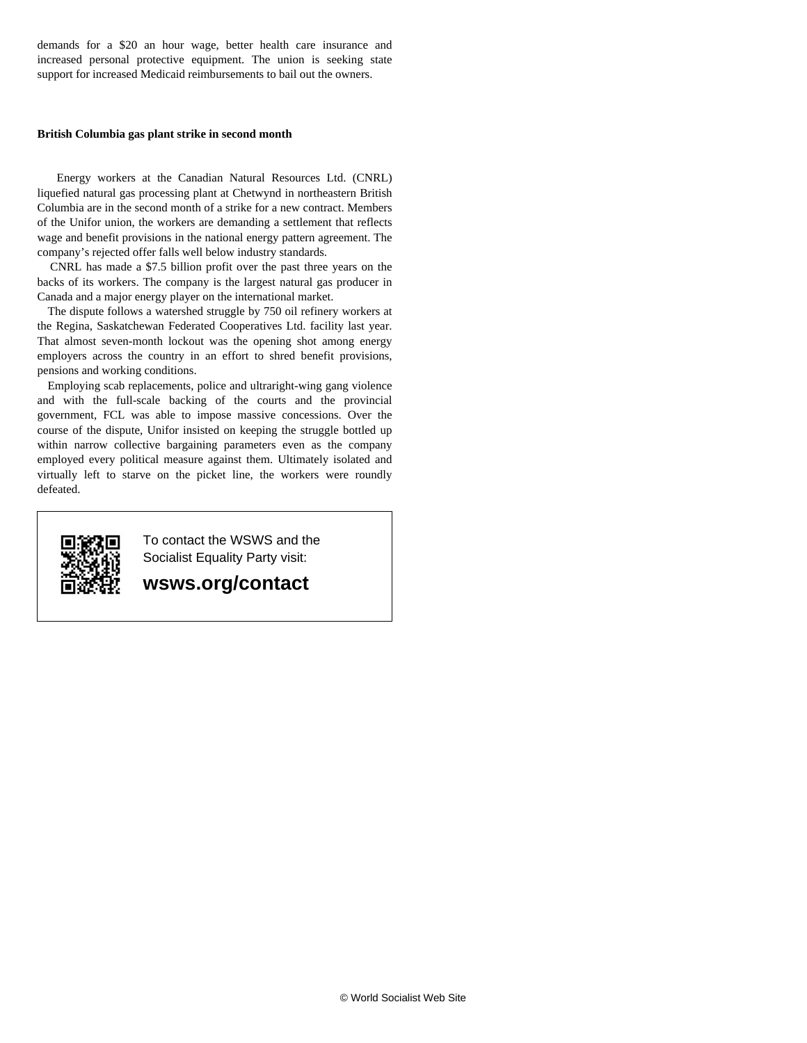demands for a $20 an hour wage, better health care insurance and increased personal protective equipment. The union is seeking state support for increased Medicaid reimbursements to bail out the owners.

**British Columbia gas plant strike in second month**

Energy workers at the Canadian Natural Resources Ltd. (CNRL) liquefied natural gas processing plant at Chetwynd in northeastern British Columbia are in the second month of a strike for a new contract. Members of the Unifor union, the workers are demanding a settlement that reflects wage and benefit provisions in the national energy pattern agreement. The company's rejected offer falls well below industry standards.

CNRL has made a $7.5 billion profit over the past three years on the backs of its workers. The company is the largest natural gas producer in Canada and a major energy player on the international market.

The dispute follows a watershed struggle by 750 oil refinery workers at the Regina, Saskatchewan Federated Cooperatives Ltd. facility last year. That almost seven-month lockout was the opening shot among energy employers across the country in an effort to shred benefit provisions, pensions and working conditions.

Employing scab replacements, police and ultraright-wing gang violence and with the full-scale backing of the courts and the provincial government, FCL was able to impose massive concessions. Over the course of the dispute, Unifor insisted on keeping the struggle bottled up within narrow collective bargaining parameters even as the company employed every political measure against them. Ultimately isolated and virtually left to starve on the picket line, the workers were roundly defeated.

To contact the WSWS and the Socialist Equality Party visit:

**wsws.org/contact**